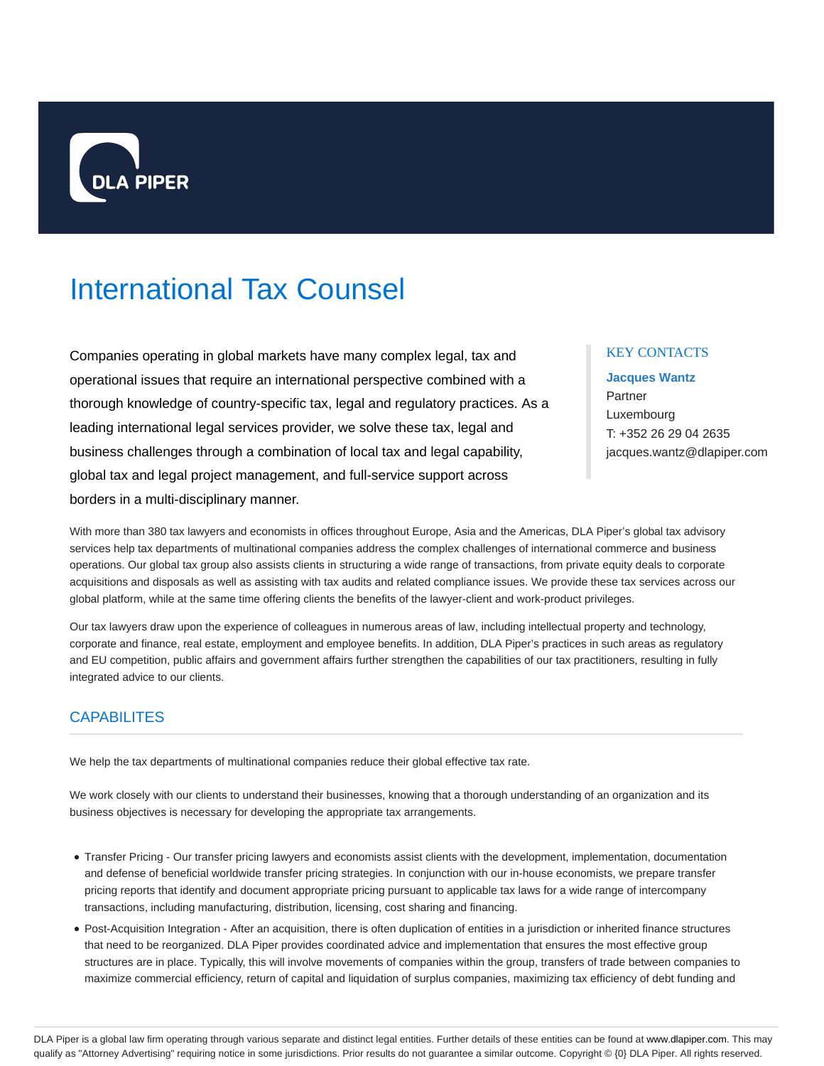DLA PIPER

# International Tax Counsel

Companies operating in global markets have many complex legal, tax and operational issues that require an international perspective combined with a thorough knowledge of country-specific tax, legal and regulatory practices. As a leading international legal services provider, we solve these tax, legal and business challenges through a combination of local tax and legal capability, global tax and legal project management, and full-service support across borders in a multi-disciplinary manner.

### KEY CONTACTS

**Jacques Wantz**
Partner
Luxembourg
T: +352 26 29 04 2635
jacques.wantz@dlapiper.com

With more than 380 tax lawyers and economists in offices throughout Europe, Asia and the Americas, DLA Piper's global tax advisory services help tax departments of multinational companies address the complex challenges of international commerce and business operations. Our global tax group also assists clients in structuring a wide range of transactions, from private equity deals to corporate acquisitions and disposals as well as assisting with tax audits and related compliance issues. We provide these tax services across our global platform, while at the same time offering clients the benefits of the lawyer-client and work-product privileges.

Our tax lawyers draw upon the experience of colleagues in numerous areas of law, including intellectual property and technology, corporate and finance, real estate, employment and employee benefits. In addition, DLA Piper's practices in such areas as regulatory and EU competition, public affairs and government affairs further strengthen the capabilities of our tax practitioners, resulting in fully integrated advice to our clients.

## CAPABILITES

We help the tax departments of multinational companies reduce their global effective tax rate.

We work closely with our clients to understand their businesses, knowing that a thorough understanding of an organization and its business objectives is necessary for developing the appropriate tax arrangements.

- Transfer Pricing - Our transfer pricing lawyers and economists assist clients with the development, implementation, documentation and defense of beneficial worldwide transfer pricing strategies. In conjunction with our in-house economists, we prepare transfer pricing reports that identify and document appropriate pricing pursuant to applicable tax laws for a wide range of intercompany transactions, including manufacturing, distribution, licensing, cost sharing and financing.
- Post-Acquisition Integration - After an acquisition, there is often duplication of entities in a jurisdiction or inherited finance structures that need to be reorganized. DLA Piper provides coordinated advice and implementation that ensures the most effective group structures are in place. Typically, this will involve movements of companies within the group, transfers of trade between companies to maximize commercial efficiency, return of capital and liquidation of surplus companies, maximizing tax efficiency of debt funding and

DLA Piper is a global law firm operating through various separate and distinct legal entities. Further details of these entities can be found at www.dlapiper.com. This may qualify as "Attorney Advertising" requiring notice in some jurisdictions. Prior results do not guarantee a similar outcome. Copyright © {0} DLA Piper. All rights reserved.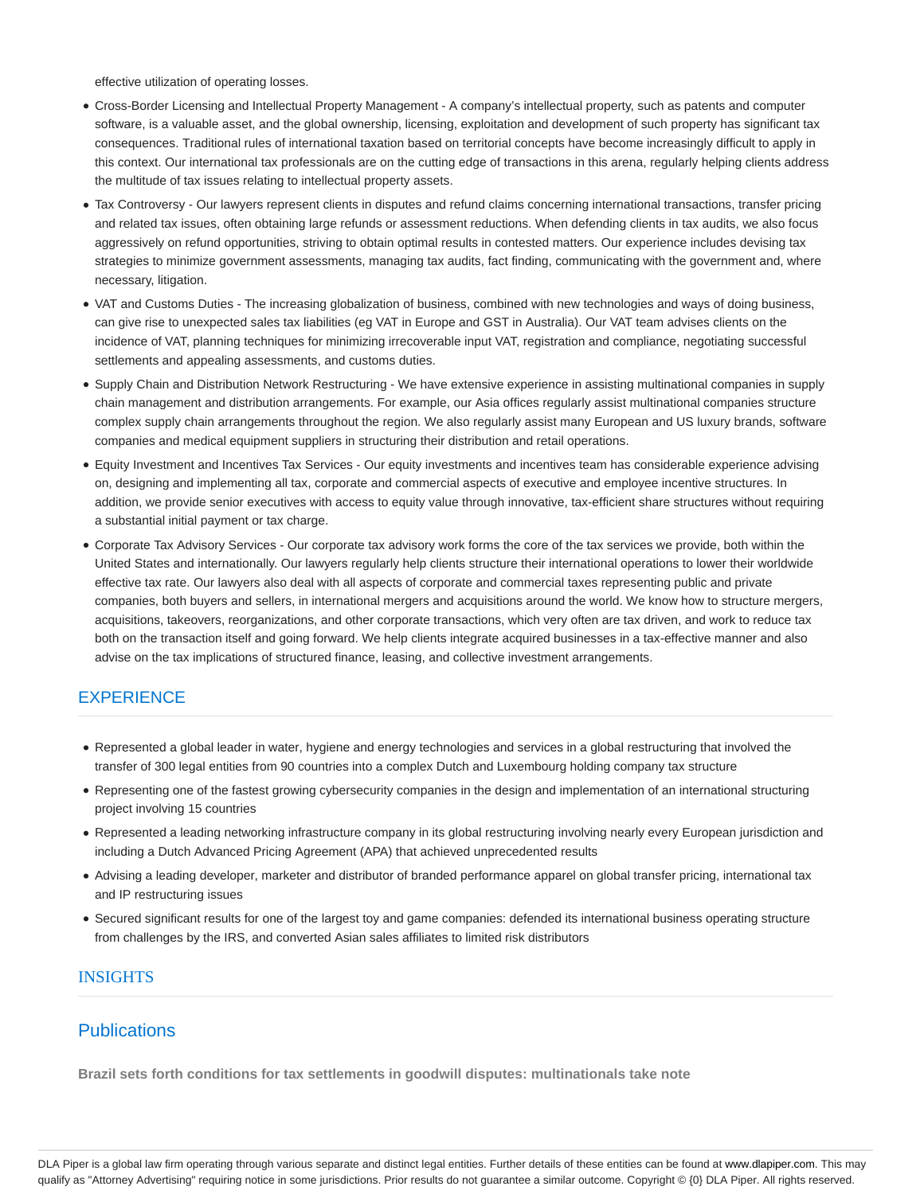effective utilization of operating losses.

- Cross-Border Licensing and Intellectual Property Management - A company's intellectual property, such as patents and computer software, is a valuable asset, and the global ownership, licensing, exploitation and development of such property has significant tax consequences. Traditional rules of international taxation based on territorial concepts have become increasingly difficult to apply in this context. Our international tax professionals are on the cutting edge of transactions in this arena, regularly helping clients address the multitude of tax issues relating to intellectual property assets.
- Tax Controversy - Our lawyers represent clients in disputes and refund claims concerning international transactions, transfer pricing and related tax issues, often obtaining large refunds or assessment reductions. When defending clients in tax audits, we also focus aggressively on refund opportunities, striving to obtain optimal results in contested matters. Our experience includes devising tax strategies to minimize government assessments, managing tax audits, fact finding, communicating with the government and, where necessary, litigation.
- VAT and Customs Duties - The increasing globalization of business, combined with new technologies and ways of doing business, can give rise to unexpected sales tax liabilities (eg VAT in Europe and GST in Australia). Our VAT team advises clients on the incidence of VAT, planning techniques for minimizing irrecoverable input VAT, registration and compliance, negotiating successful settlements and appealing assessments, and customs duties.
- Supply Chain and Distribution Network Restructuring - We have extensive experience in assisting multinational companies in supply chain management and distribution arrangements. For example, our Asia offices regularly assist multinational companies structure complex supply chain arrangements throughout the region. We also regularly assist many European and US luxury brands, software companies and medical equipment suppliers in structuring their distribution and retail operations.
- Equity Investment and Incentives Tax Services - Our equity investments and incentives team has considerable experience advising on, designing and implementing all tax, corporate and commercial aspects of executive and employee incentive structures. In addition, we provide senior executives with access to equity value through innovative, tax-efficient share structures without requiring a substantial initial payment or tax charge.
- Corporate Tax Advisory Services - Our corporate tax advisory work forms the core of the tax services we provide, both within the United States and internationally. Our lawyers regularly help clients structure their international operations to lower their worldwide effective tax rate. Our lawyers also deal with all aspects of corporate and commercial taxes representing public and private companies, both buyers and sellers, in international mergers and acquisitions around the world. We know how to structure mergers, acquisitions, takeovers, reorganizations, and other corporate transactions, which very often are tax driven, and work to reduce tax both on the transaction itself and going forward. We help clients integrate acquired businesses in a tax-effective manner and also advise on the tax implications of structured finance, leasing, and collective investment arrangements.

## EXPERIENCE

- Represented a global leader in water, hygiene and energy technologies and services in a global restructuring that involved the transfer of 300 legal entities from 90 countries into a complex Dutch and Luxembourg holding company tax structure
- Representing one of the fastest growing cybersecurity companies in the design and implementation of an international structuring project involving 15 countries
- Represented a leading networking infrastructure company in its global restructuring involving nearly every European jurisdiction and including a Dutch Advanced Pricing Agreement (APA) that achieved unprecedented results
- Advising a leading developer, marketer and distributor of branded performance apparel on global transfer pricing, international tax and IP restructuring issues
- Secured significant results for one of the largest toy and game companies: defended its international business operating structure from challenges by the IRS, and converted Asian sales affiliates to limited risk distributors

## INSIGHTS

## Publications

**Brazil sets forth conditions for tax settlements in goodwill disputes: multinationals take note**

DLA Piper is a global law firm operating through various separate and distinct legal entities. Further details of these entities can be found at www.dlapiper.com. This may qualify as "Attorney Advertising" requiring notice in some jurisdictions. Prior results do not guarantee a similar outcome. Copyright © {0} DLA Piper. All rights reserved.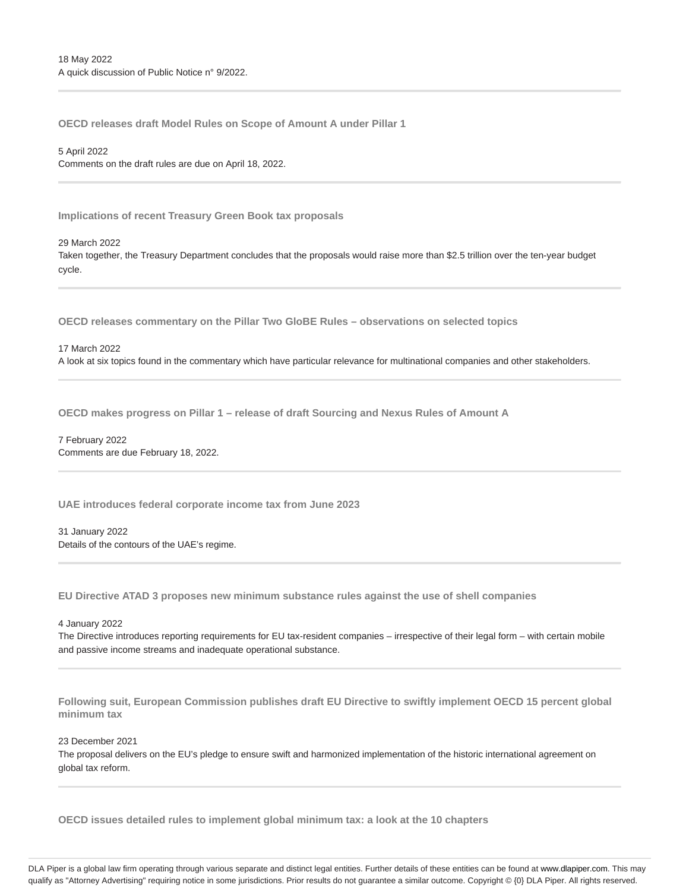18 May 2022
A quick discussion of Public Notice n° 9/2022.

---

**OECD releases draft Model Rules on Scope of Amount A under Pillar 1**

5 April 2022
Comments on the draft rules are due on April 18, 2022.

---

**Implications of recent Treasury Green Book tax proposals**

29 March 2022
Taken together, the Treasury Department concludes that the proposals would raise more than $2.5 trillion over the ten-year budget cycle.

---

**OECD releases commentary on the Pillar Two GloBE Rules – observations on selected topics**

17 March 2022
A look at six topics found in the commentary which have particular relevance for multinational companies and other stakeholders.

---

**OECD makes progress on Pillar 1 – release of draft Sourcing and Nexus Rules of Amount A**

7 February 2022
Comments are due February 18, 2022.

---

**UAE introduces federal corporate income tax from June 2023**

31 January 2022
Details of the contours of the UAE's regime.

---

**EU Directive ATAD 3 proposes new minimum substance rules against the use of shell companies**

4 January 2022
The Directive introduces reporting requirements for EU tax-resident companies – irrespective of their legal form – with certain mobile and passive income streams and inadequate operational substance.

---

**Following suit, European Commission publishes draft EU Directive to swiftly implement OECD 15 percent global minimum tax**

23 December 2021
The proposal delivers on the EU's pledge to ensure swift and harmonized implementation of the historic international agreement on global tax reform.

---

**OECD issues detailed rules to implement global minimum tax: a look at the 10 chapters**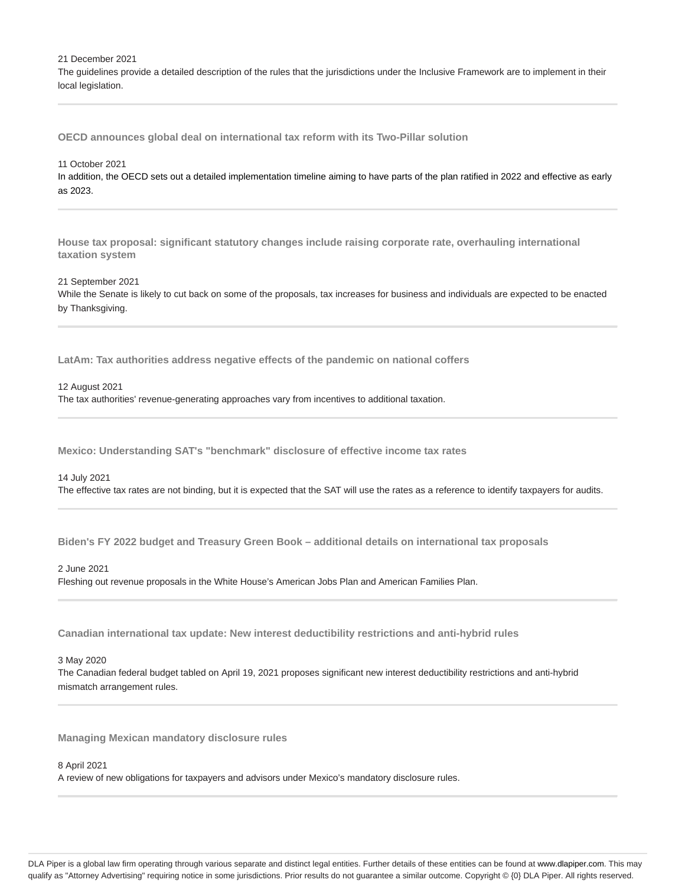21 December 2021
The guidelines provide a detailed description of the rules that the jurisdictions under the Inclusive Framework are to implement in their local legislation.

---

**OECD announces global deal on international tax reform with its Two-Pillar solution**

11 October 2021
In addition, the OECD sets out a detailed implementation timeline aiming to have parts of the plan ratified in 2022 and effective as early as 2023.

---

**House tax proposal: significant statutory changes include raising corporate rate, overhauling international taxation system**

21 September 2021
While the Senate is likely to cut back on some of the proposals, tax increases for business and individuals are expected to be enacted by Thanksgiving.

---

**LatAm: Tax authorities address negative effects of the pandemic on national coffers**

12 August 2021
The tax authorities' revenue-generating approaches vary from incentives to additional taxation.

---

**Mexico: Understanding SAT's "benchmark" disclosure of effective income tax rates**

14 July 2021
The effective tax rates are not binding, but it is expected that the SAT will use the rates as a reference to identify taxpayers for audits.

---

**Biden's FY 2022 budget and Treasury Green Book – additional details on international tax proposals**

2 June 2021
Fleshing out revenue proposals in the White House's American Jobs Plan and American Families Plan.

---

**Canadian international tax update: New interest deductibility restrictions and anti-hybrid rules**

3 May 2020
The Canadian federal budget tabled on April 19, 2021 proposes significant new interest deductibility restrictions and anti-hybrid mismatch arrangement rules.

---

**Managing Mexican mandatory disclosure rules**

8 April 2021
A review of new obligations for taxpayers and advisors under Mexico's mandatory disclosure rules.

---

DLA Piper is a global law firm operating through various separate and distinct legal entities. Further details of these entities can be found at www.dlapiper.com. This may qualify as "Attorney Advertising" requiring notice in some jurisdictions. Prior results do not guarantee a similar outcome. Copyright © {0} DLA Piper. All rights reserved.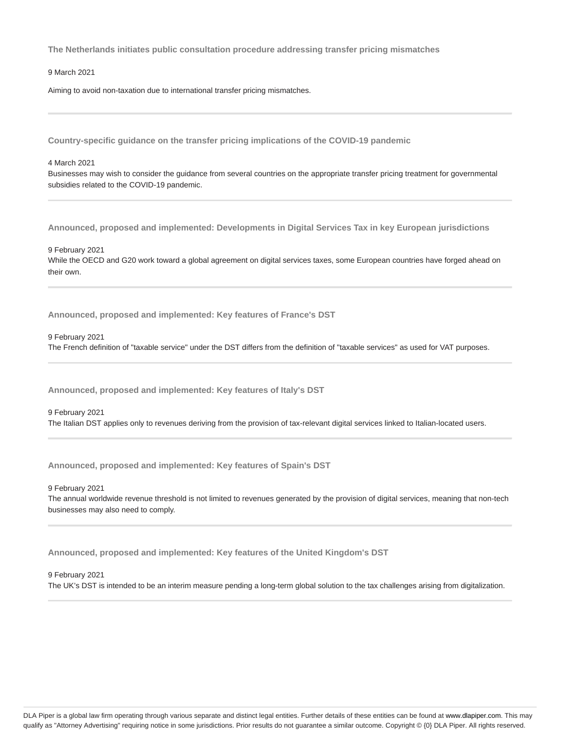### The Netherlands initiates public consultation procedure addressing transfer pricing mismatches

9 March 2021

Aiming to avoid non-taxation due to international transfer pricing mismatches.

---

### Country-specific guidance on the transfer pricing implications of the COVID-19 pandemic

4 March 2021

Businesses may wish to consider the guidance from several countries on the appropriate transfer pricing treatment for governmental subsidies related to the COVID-19 pandemic.

---

### Announced, proposed and implemented: Developments in Digital Services Tax in key European jurisdictions

9 February 2021

While the OECD and G20 work toward a global agreement on digital services taxes, some European countries have forged ahead on their own.

---

### Announced, proposed and implemented: Key features of France's DST

9 February 2021

The French definition of "taxable service" under the DST differs from the definition of "taxable services" as used for VAT purposes.

---

### Announced, proposed and implemented: Key features of Italy's DST

9 February 2021

The Italian DST applies only to revenues deriving from the provision of tax-relevant digital services linked to Italian-located users.

---

### Announced, proposed and implemented: Key features of Spain's DST

9 February 2021

The annual worldwide revenue threshold is not limited to revenues generated by the provision of digital services, meaning that non-tech businesses may also need to comply.

---

### Announced, proposed and implemented: Key features of the United Kingdom's DST

9 February 2021

The UK's DST is intended to be an interim measure pending a long-term global solution to the tax challenges arising from digitalization.

---

DLA Piper is a global law firm operating through various separate and distinct legal entities. Further details of these entities can be found at www.dlapiper.com. This may qualify as "Attorney Advertising" requiring notice in some jurisdictions. Prior results do not guarantee a similar outcome. Copyright © {0} DLA Piper. All rights reserved.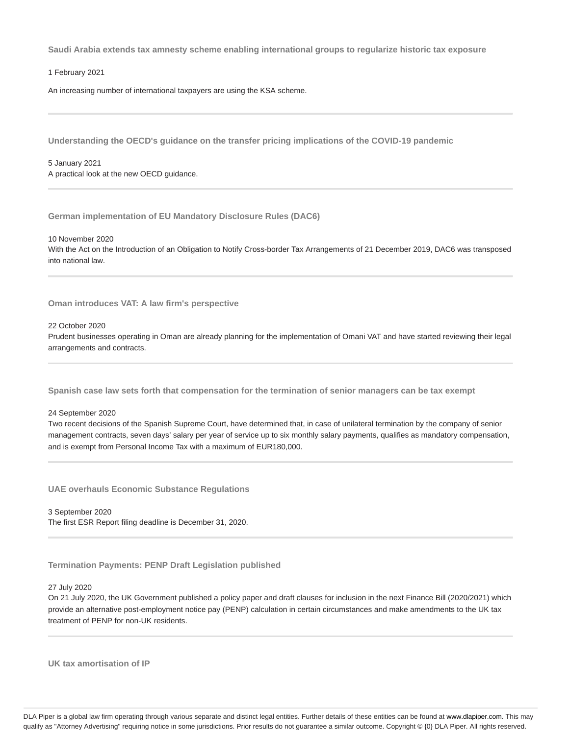### Saudi Arabia extends tax amnesty scheme enabling international groups to regularize historic tax exposure

1 February 2021

An increasing number of international taxpayers are using the KSA scheme.

---

### Understanding the OECD's guidance on the transfer pricing implications of the COVID-19 pandemic

5 January 2021

A practical look at the new OECD guidance.

---

### German implementation of EU Mandatory Disclosure Rules (DAC6)

10 November 2020

With the Act on the Introduction of an Obligation to Notify Cross-border Tax Arrangements of 21 December 2019, DAC6 was transposed into national law.

---

### Oman introduces VAT: A law firm's perspective

22 October 2020

Prudent businesses operating in Oman are already planning for the implementation of Omani VAT and have started reviewing their legal arrangements and contracts.

---

### Spanish case law sets forth that compensation for the termination of senior managers can be tax exempt

24 September 2020

Two recent decisions of the Spanish Supreme Court, have determined that, in case of unilateral termination by the company of senior management contracts, seven days' salary per year of service up to six monthly salary payments, qualifies as mandatory compensation, and is exempt from Personal Income Tax with a maximum of EUR180,000.

---

### UAE overhauls Economic Substance Regulations

3 September 2020

The first ESR Report filing deadline is December 31, 2020.

---

### Termination Payments: PENP Draft Legislation published

27 July 2020

On 21 July 2020, the UK Government published a policy paper and draft clauses for inclusion in the next Finance Bill (2020/2021) which provide an alternative post-employment notice pay (PENP) calculation in certain circumstances and make amendments to the UK tax treatment of PENP for non-UK residents.

---

### UK tax amortisation of IP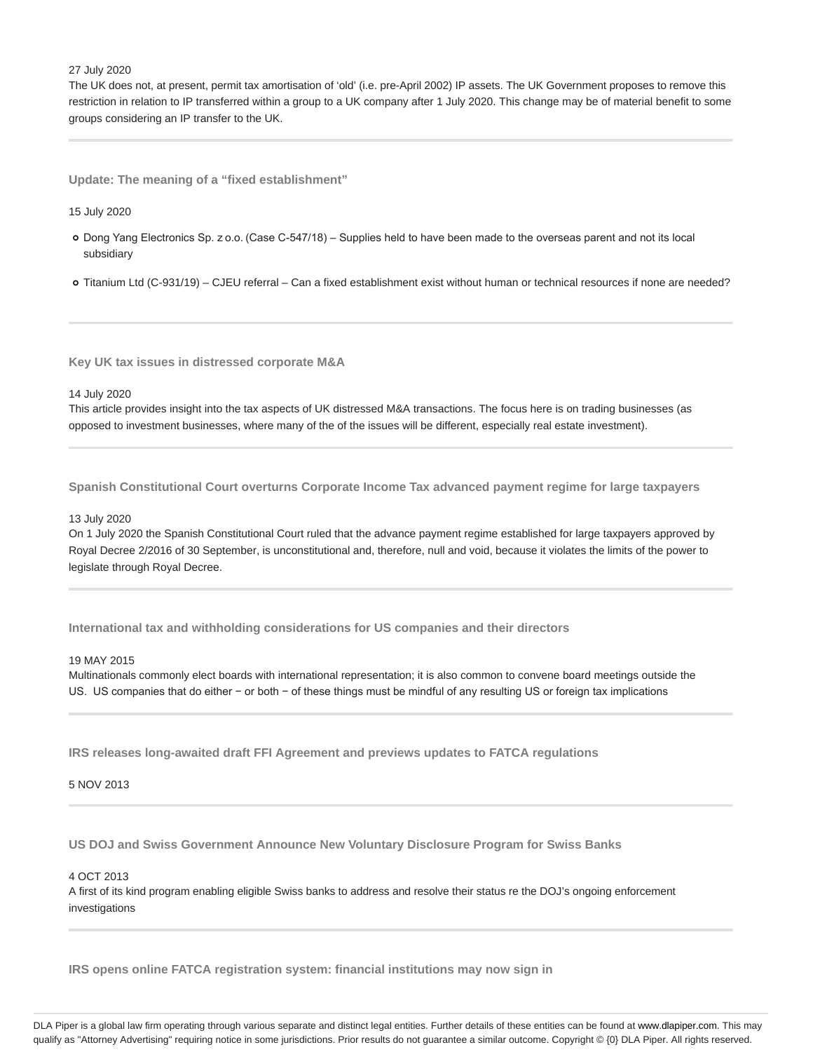27 July 2020

The UK does not, at present, permit tax amortisation of 'old' (i.e. pre-April 2002) IP assets. The UK Government proposes to remove this restriction in relation to IP transferred within a group to a UK company after 1 July 2020. This change may be of material benefit to some groups considering an IP transfer to the UK.

---

### Update: The meaning of a "fixed establishment"

15 July 2020

- Dong Yang Electronics Sp. z o.o. (Case C-547/18) – Supplies held to have been made to the overseas parent and not its local subsidiary
- Titanium Ltd (C-931/19) – CJEU referral – Can a fixed establishment exist without human or technical resources if none are needed?

---

### Key UK tax issues in distressed corporate M&A

14 July 2020

This article provides insight into the tax aspects of UK distressed M&A transactions. The focus here is on trading businesses (as opposed to investment businesses, where many of the of the issues will be different, especially real estate investment).

---

### Spanish Constitutional Court overturns Corporate Income Tax advanced payment regime for large taxpayers

13 July 2020

On 1 July 2020 the Spanish Constitutional Court ruled that the advance payment regime established for large taxpayers approved by Royal Decree 2/2016 of 30 September, is unconstitutional and, therefore, null and void, because it violates the limits of the power to legislate through Royal Decree.

---

### International tax and withholding considerations for US companies and their directors

19 MAY 2015

Multinationals commonly elect boards with international representation; it is also common to convene board meetings outside the US. US companies that do either − or both − of these things must be mindful of any resulting US or foreign tax implications

---

### IRS releases long-awaited draft FFI Agreement and previews updates to FATCA regulations

5 NOV 2013

---

### US DOJ and Swiss Government Announce New Voluntary Disclosure Program for Swiss Banks

4 OCT 2013

A first of its kind program enabling eligible Swiss banks to address and resolve their status re the DOJ's ongoing enforcement investigations

---

### IRS opens online FATCA registration system: financial institutions may now sign in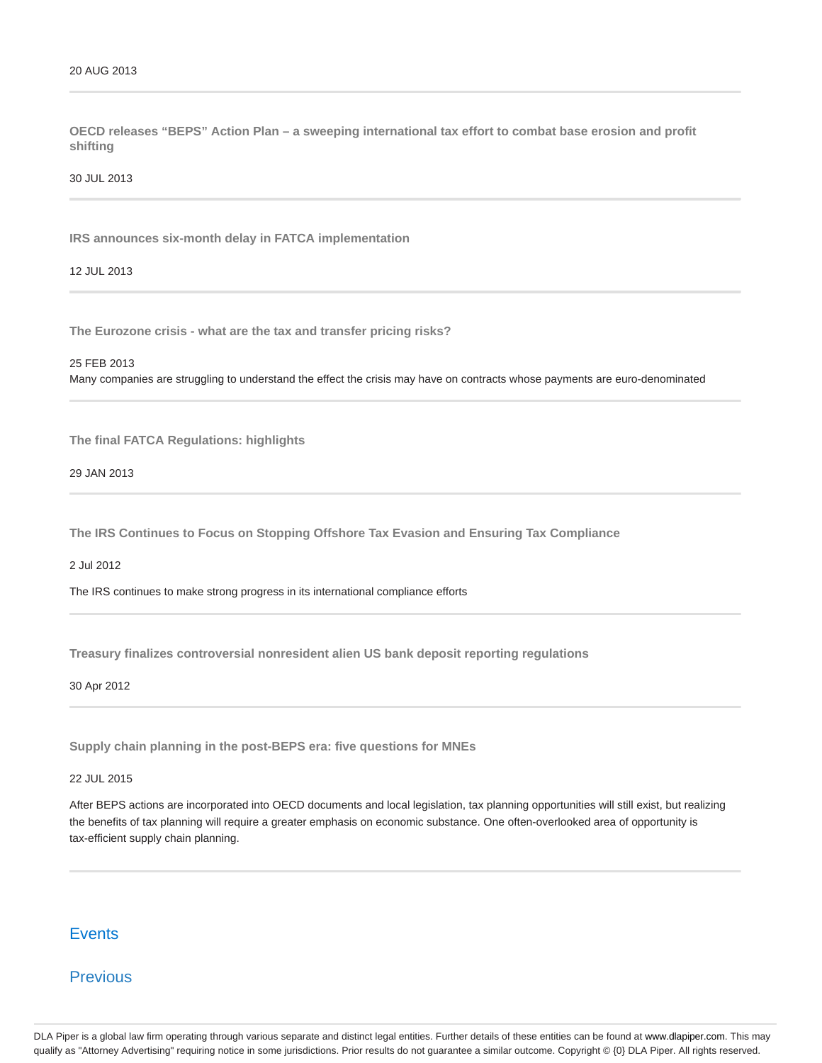20 AUG 2013

---

**OECD releases “BEPS” Action Plan – a sweeping international tax effort to combat base erosion and profit shifting**

30 JUL 2013

---

**IRS announces six-month delay in FATCA implementation**

12 JUL 2013

---

**The Eurozone crisis - what are the tax and transfer pricing risks?**

25 FEB 2013

Many companies are struggling to understand the effect the crisis may have on contracts whose payments are euro-denominated

---

**The final FATCA Regulations: highlights**

29 JAN 2013

---

**The IRS Continues to Focus on Stopping Offshore Tax Evasion and Ensuring Tax Compliance**

2 Jul 2012

The IRS continues to make strong progress in its international compliance efforts

---

**Treasury finalizes controversial nonresident alien US bank deposit reporting regulations**

30 Apr 2012

---

**Supply chain planning in the post-BEPS era: five questions for MNEs**

22 JUL 2015

After BEPS actions are incorporated into OECD documents and local legislation, tax planning opportunities will still exist, but realizing the benefits of tax planning will require a greater emphasis on economic substance. One often-overlooked area of opportunity is tax-efficient supply chain planning.

---

## Events

## Previous

DLA Piper is a global law firm operating through various separate and distinct legal entities. Further details of these entities can be found at www.dlapiper.com. This may qualify as "Attorney Advertising" requiring notice in some jurisdictions. Prior results do not guarantee a similar outcome. Copyright © {0} DLA Piper. All rights reserved.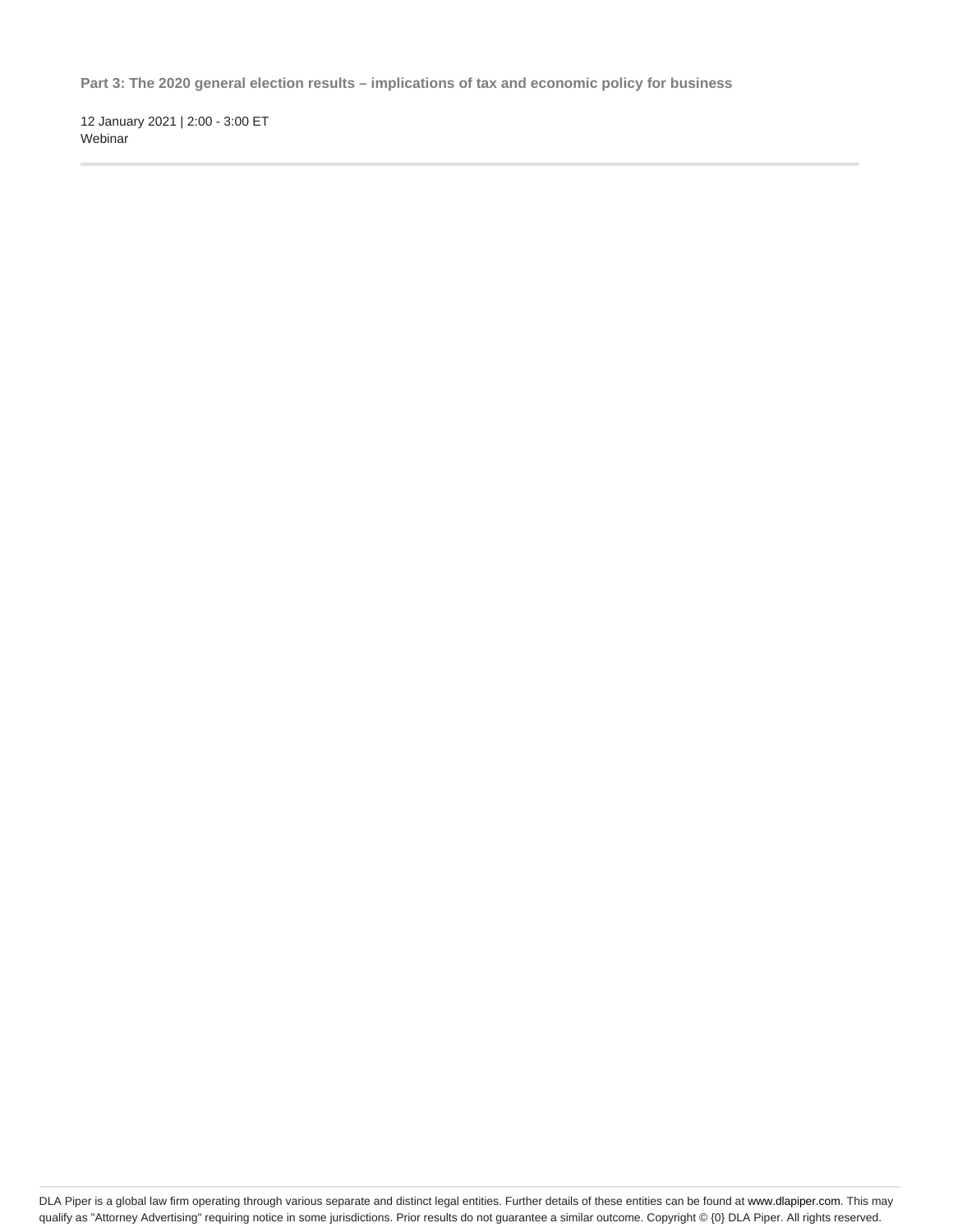**Part 3: The 2020 general election results – implications of tax and economic policy for business**

12 January 2021 | 2:00 - 3:00 ET
Webinar